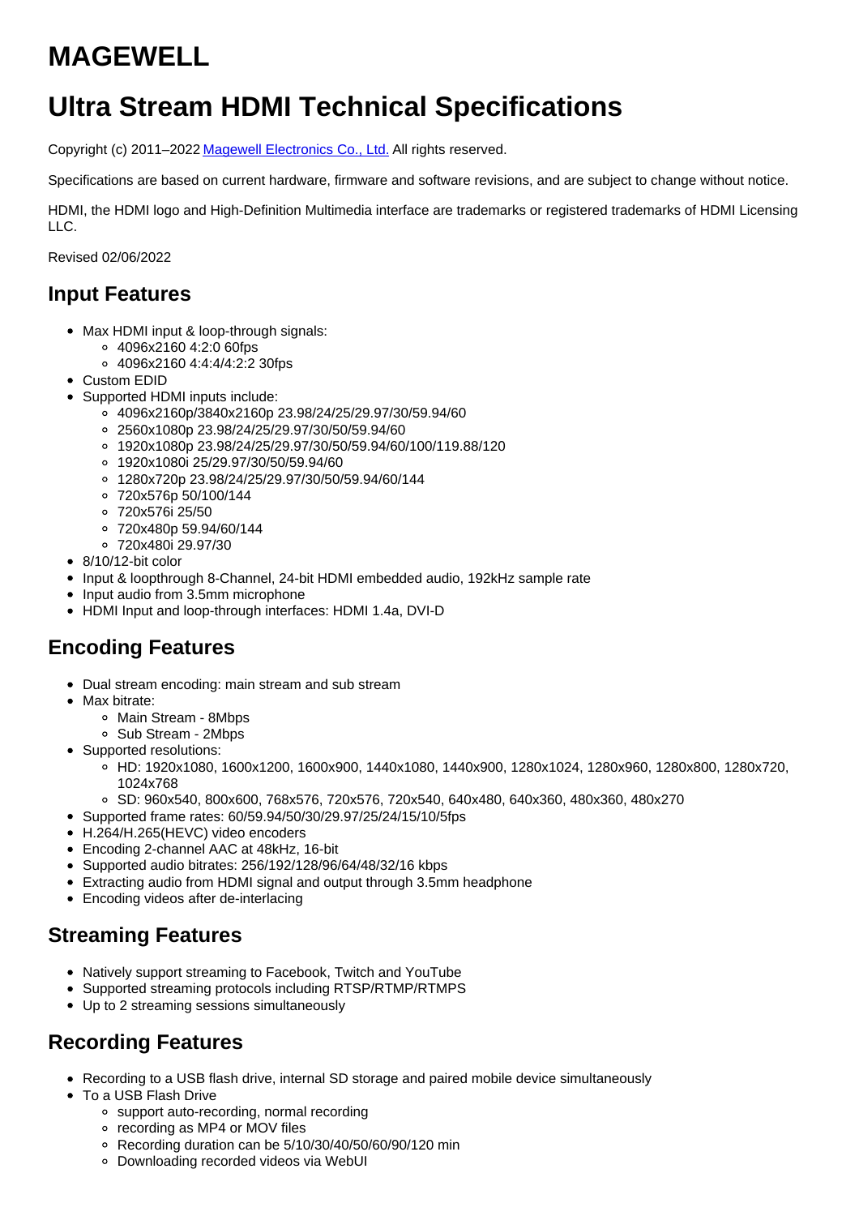# MAGEWELL

# Ultra Stream HDMI Technical Specifications

Copyright (c) 2011–2022 [Magewell Electronics Co., Ltd.](https://www.magewell.com) All rights reserved.

Specifications are based on current hardware, firmware and software revisions, and are subject to change without notice.

HDMI, the HDMI logo and High-Definition Multimedia interface are trademarks or registered trademarks of HDMI Licensing LLC.

Revised 02/06/2022

## Input Features

- Max HDMI input & loop-through signals:
  - 4096x2160 4:2:0 60fps
  - 4096x2160 4:4:4/4:2:2 30fps
- Custom EDID
- Supported HDMI inputs include:
  - 4096x2160p/3840x2160p 23.98/24/25/29.97/30/59.94/60
  - 2560x1080p 23.98/24/25/29.97/30/50/59.94/60
  - 1920x1080p 23.98/24/25/29.97/30/50/59.94/60/100/119.88/120
  - 1920x1080i 25/29.97/30/50/59.94/60
  - 1280x720p 23.98/24/25/29.97/30/50/59.94/60/144
  - 720x576p 50/100/144
  - 720x576i 25/50
  - 720x480p 59.94/60/144
  - 720x480i 29.97/30
- 8/10/12-bit color
- Input & loopthrough 8-Channel, 24-bit HDMI embedded audio, 192kHz sample rate
- Input audio from 3.5mm microphone
- HDMI Input and loop-through interfaces: HDMI 1.4a, DVI-D

## Encoding Features

- Dual stream encoding: main stream and sub stream
- Max bitrate:
  - Main Stream - 8Mbps
  - Sub Stream - 2Mbps
- Supported resolutions:
  - HD: 1920x1080, 1600x1200, 1600x900, 1440x1080, 1440x900, 1280x1024, 1280x960, 1280x800, 1280x720, 1024x768
  - SD: 960x540, 800x600, 768x576, 720x576, 720x540, 640x480, 640x360, 480x360, 480x270
- Supported frame rates: 60/59.94/50/30/29.97/25/24/15/10/5fps
- H.264/H.265(HEVC) video encoders
- Encoding 2-channel AAC at 48kHz, 16-bit
- Supported audio bitrates: 256/192/128/96/64/48/32/16 kbps
- Extracting audio from HDMI signal and output through 3.5mm headphone
- Encoding videos after de-interlacing

## Streaming Features

- Natively support streaming to Facebook, Twitch and YouTube
- Supported streaming protocols including RTSP/RTMP/RTMPS
- Up to 2 streaming sessions simultaneously

## Recording Features

- Recording to a USB flash drive, internal SD storage and paired mobile device simultaneously
- To a USB Flash Drive
  - support auto-recording, normal recording
  - recording as MP4 or MOV files
  - Recording duration can be 5/10/30/40/50/60/90/120 min
  - Downloading recorded videos via WebUI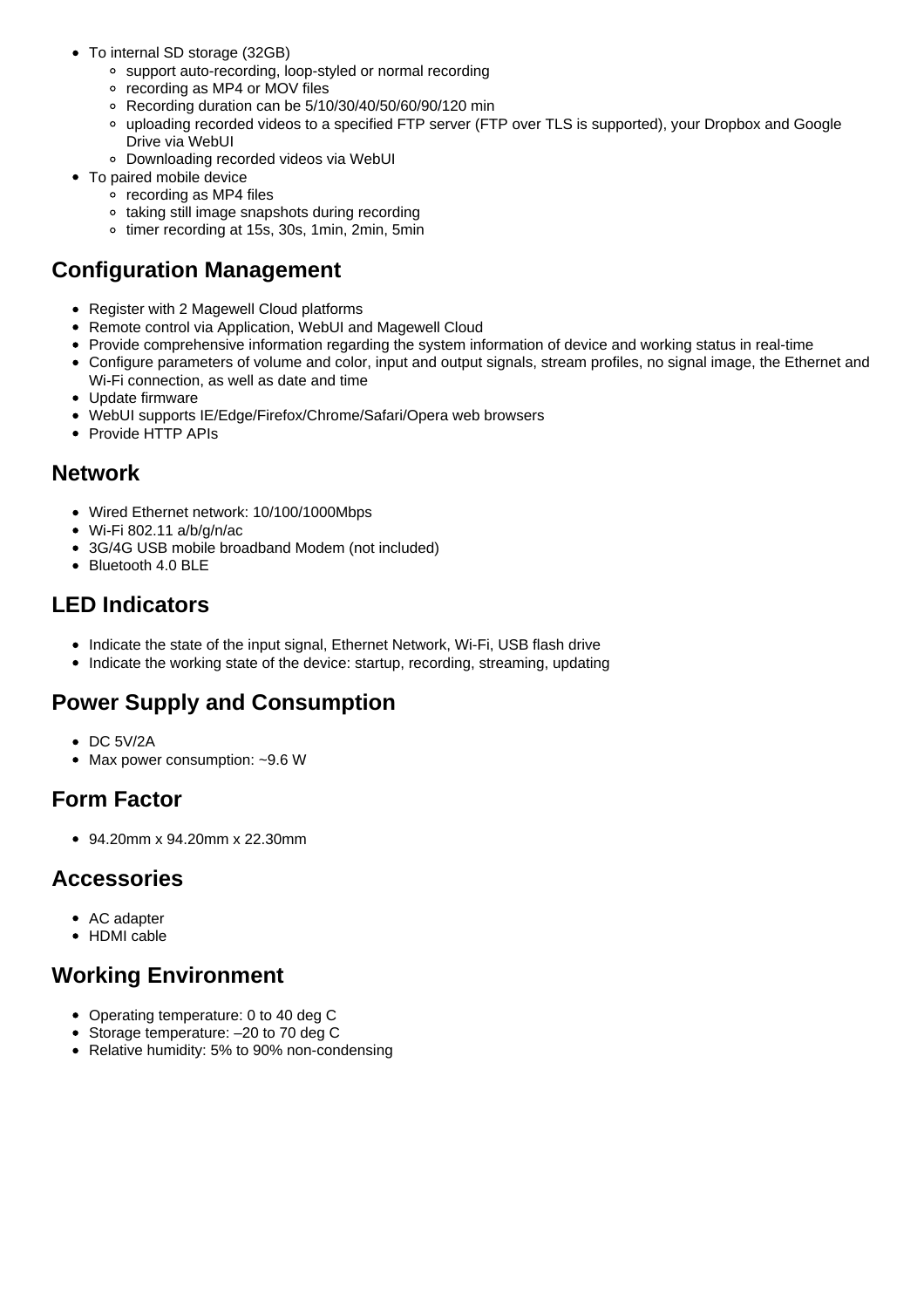- To internal SD storage (32GB)
  - support auto-recording, loop-styled or normal recording
  - recording as MP4 or MOV files
  - Recording duration can be 5/10/30/40/50/60/90/120 min
  - uploading recorded videos to a specified FTP server (FTP over TLS is supported), your Dropbox and Google Drive via WebUI
  - Downloading recorded videos via WebUI
- To paired mobile device
  - recording as MP4 files
  - taking still image snapshots during recording
  - timer recording at 15s, 30s, 1min, 2min, 5min

## Configuration Management

- Register with 2 Magewell Cloud platforms
- Remote control via Application, WebUI and Magewell Cloud
- Provide comprehensive information regarding the system information of device and working status in real-time
- Configure parameters of volume and color, input and output signals, stream profiles, no signal image, the Ethernet and Wi-Fi connection, as well as date and time
- Update firmware
- WebUI supports IE/Edge/Firefox/Chrome/Safari/Opera web browsers
- Provide HTTP APIs

## Network

- Wired Ethernet network: 10/100/1000Mbps
- Wi-Fi 802.11 a/b/g/n/ac
- 3G/4G USB mobile broadband Modem (not included)
- Bluetooth 4.0 BLE

## LED Indicators

- Indicate the state of the input signal, Ethernet Network, Wi-Fi, USB flash drive
- Indicate the working state of the device: startup, recording, streaming, updating

## Power Supply and Consumption

- DC 5V/2A
- Max power consumption: ~9.6 W

## Form Factor

- 94.20mm x 94.20mm x 22.30mm

## Accessories

- AC adapter
- HDMI cable

## Working Environment

- Operating temperature: 0 to 40 deg C
- Storage temperature: –20 to 70 deg C
- Relative humidity: 5% to 90% non-condensing